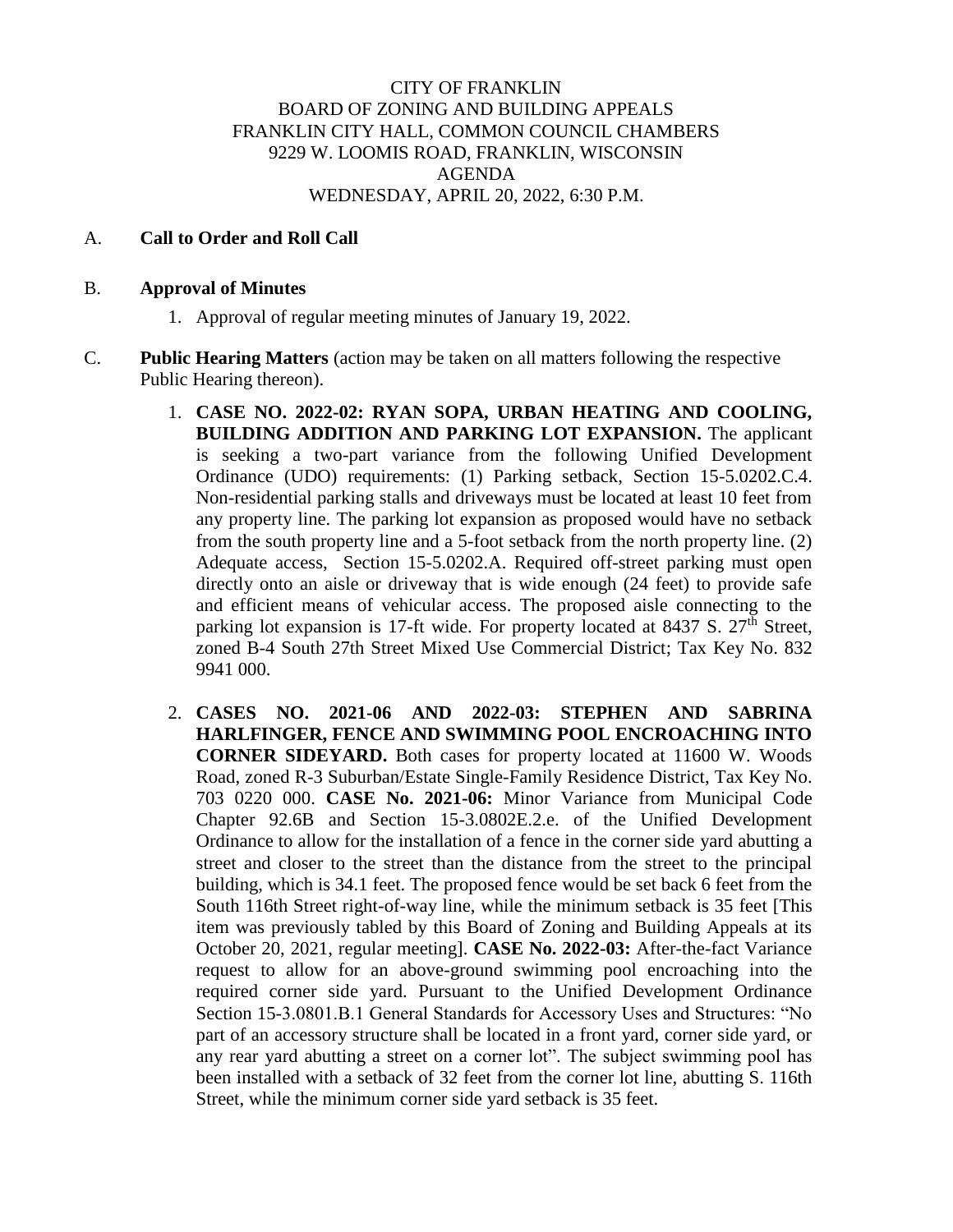CITY OF FRANKLIN
BOARD OF ZONING AND BUILDING APPEALS
FRANKLIN CITY HALL, COMMON COUNCIL CHAMBERS
9229 W. LOOMIS ROAD, FRANKLIN, WISCONSIN
AGENDA
WEDNESDAY, APRIL 20, 2022, 6:30 P.M.

A. **Call to Order and Roll Call**

B. **Approval of Minutes**

1. Approval of regular meeting minutes of January 19, 2022.

C. **Public Hearing Matters** (action may be taken on all matters following the respective Public Hearing thereon).

1. **CASE NO. 2022-02: RYAN SOPA, URBAN HEATING AND COOLING, BUILDING ADDITION AND PARKING LOT EXPANSION.** The applicant is seeking a two-part variance from the following Unified Development Ordinance (UDO) requirements: (1) Parking setback, Section 15-5.0202.C.4. Non-residential parking stalls and driveways must be located at least 10 feet from any property line. The parking lot expansion as proposed would have no setback from the south property line and a 5-foot setback from the north property line. (2) Adequate access, Section 15-5.0202.A. Required off-street parking must open directly onto an aisle or driveway that is wide enough (24 feet) to provide safe and efficient means of vehicular access. The proposed aisle connecting to the parking lot expansion is 17-ft wide. For property located at 8437 S. 27th Street, zoned B-4 South 27th Street Mixed Use Commercial District; Tax Key No. 832 9941 000.

2. **CASES NO. 2021-06 AND 2022-03: STEPHEN AND SABRINA HARLFINGER, FENCE AND SWIMMING POOL ENCROACHING INTO CORNER SIDEYARD.** Both cases for property located at 11600 W. Woods Road, zoned R-3 Suburban/Estate Single-Family Residence District, Tax Key No. 703 0220 000. **CASE No. 2021-06:** Minor Variance from Municipal Code Chapter 92.6B and Section 15-3.0802E.2.e. of the Unified Development Ordinance to allow for the installation of a fence in the corner side yard abutting a street and closer to the street than the distance from the street to the principal building, which is 34.1 feet. The proposed fence would be set back 6 feet from the South 116th Street right-of-way line, while the minimum setback is 35 feet [This item was previously tabled by this Board of Zoning and Building Appeals at its October 20, 2021, regular meeting]. **CASE No. 2022-03:** After-the-fact Variance request to allow for an above-ground swimming pool encroaching into the required corner side yard. Pursuant to the Unified Development Ordinance Section 15-3.0801.B.1 General Standards for Accessory Uses and Structures: "No part of an accessory structure shall be located in a front yard, corner side yard, or any rear yard abutting a street on a corner lot". The subject swimming pool has been installed with a setback of 32 feet from the corner lot line, abutting S. 116th Street, while the minimum corner side yard setback is 35 feet.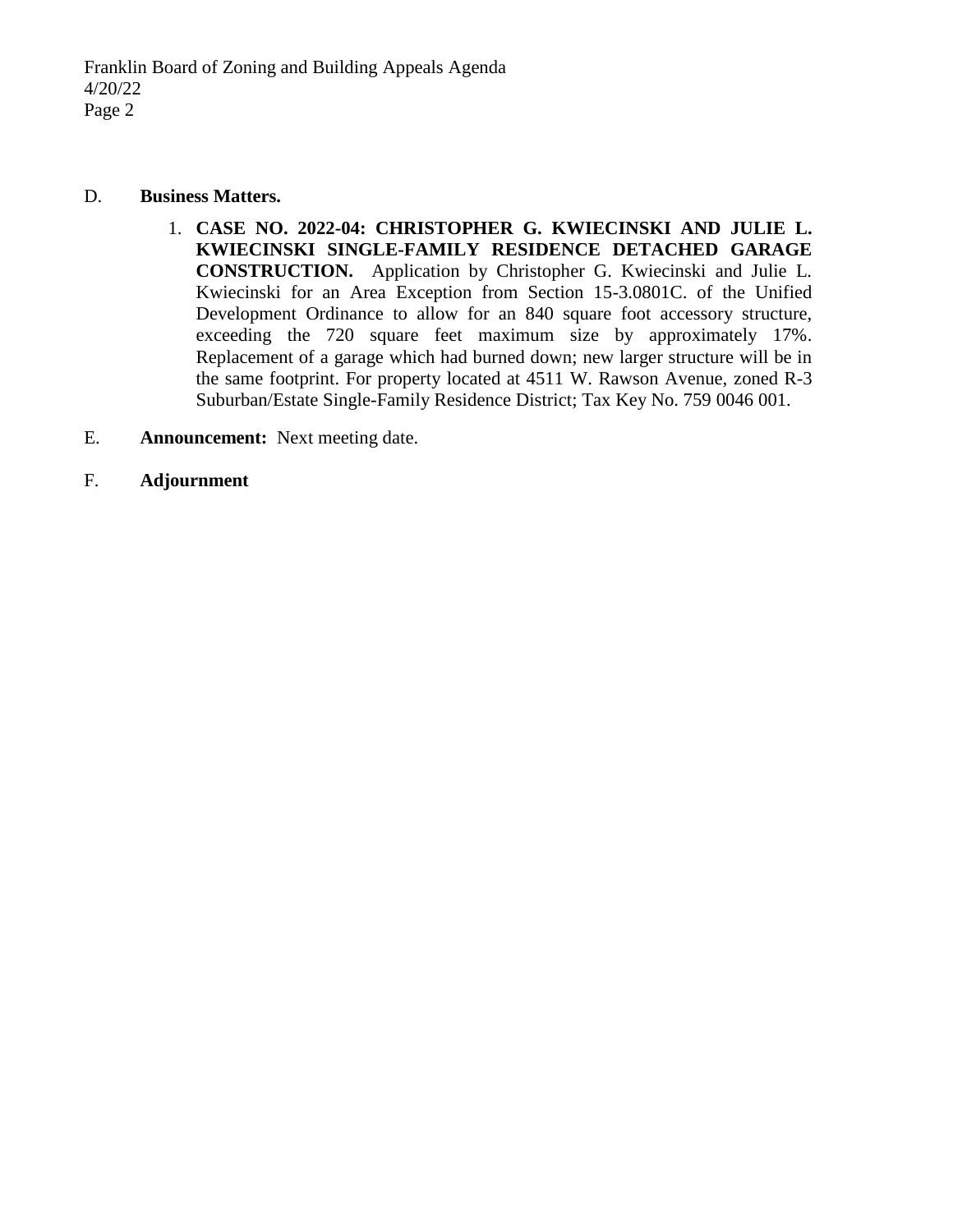D. **Business Matters.**

1. **CASE NO. 2022-04: CHRISTOPHER G. KWIECINSKI AND JULIE L. KWIECINSKI SINGLE-FAMILY RESIDENCE DETACHED GARAGE CONSTRUCTION.** Application by Christopher G. Kwiecinski and Julie L. Kwiecinski for an Area Exception from Section 15-3.0801C. of the Unified Development Ordinance to allow for an 840 square foot accessory structure, exceeding the 720 square feet maximum size by approximately 17%. Replacement of a garage which had burned down; new larger structure will be in the same footprint. For property located at 4511 W. Rawson Avenue, zoned R-3 Suburban/Estate Single-Family Residence District; Tax Key No. 759 0046 001.

E. **Announcement:** Next meeting date.

F. **Adjournment**